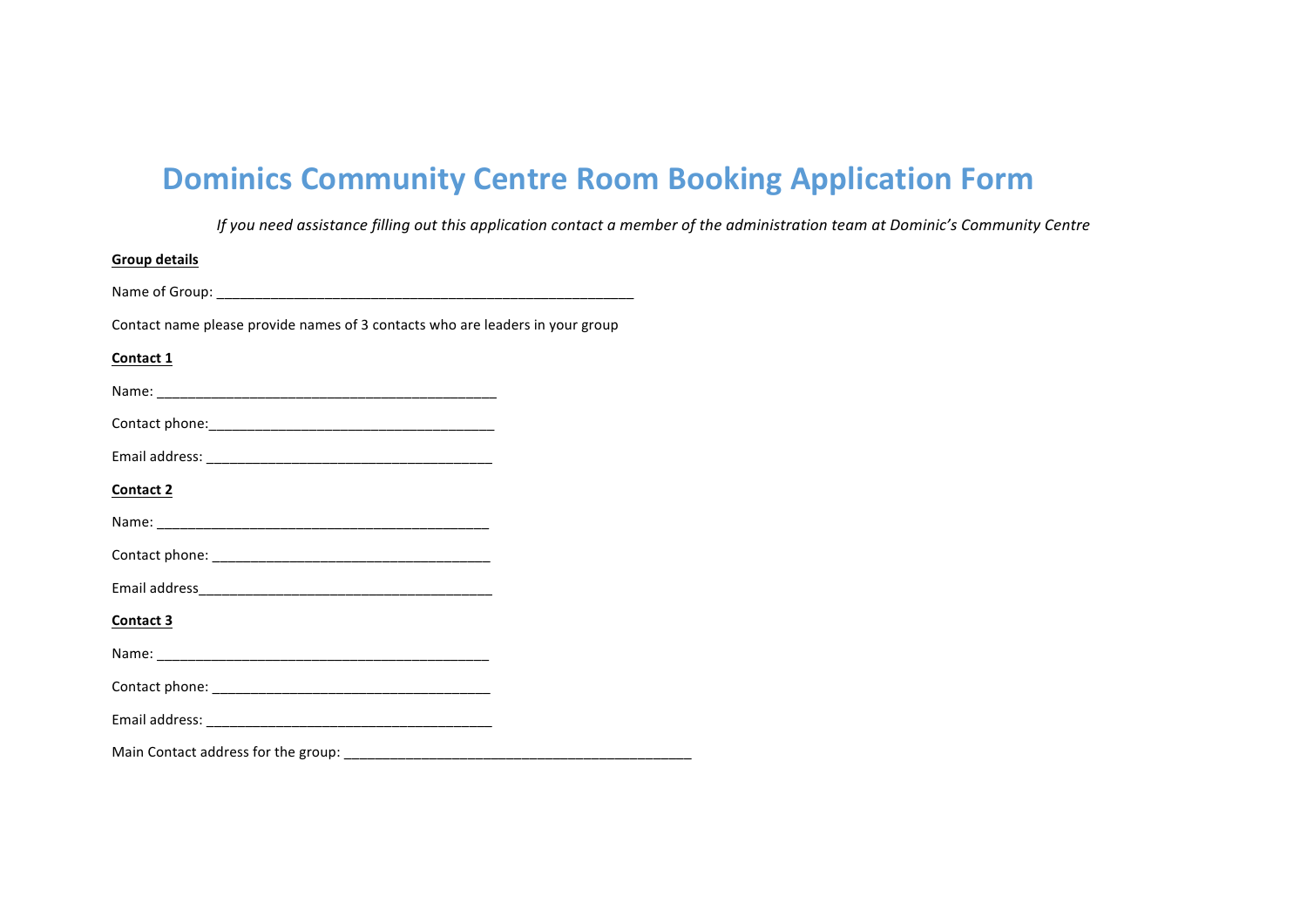# Dominics Community Centre Room Booking Application Form

*If you need assistance filling out this application contact a member of the administration team at Dominic's Community Centre*

**Group details**

Name of Group: _______________________________________________________

Contact name please provide names of 3 contacts who are leaders in your group

**Contact 1**

Name: ____________________________________________

Contact phone:_____________________________________

Email address: _____________________________________

**Contact 2**

Name: ____________________________________________

Contact phone: ____________________________________

Email address______________________________________

**Contact 3**

Name: ____________________________________________

Contact phone: ____________________________________

Email address: _____________________________________

Main Contact address for the group: _____________________________________________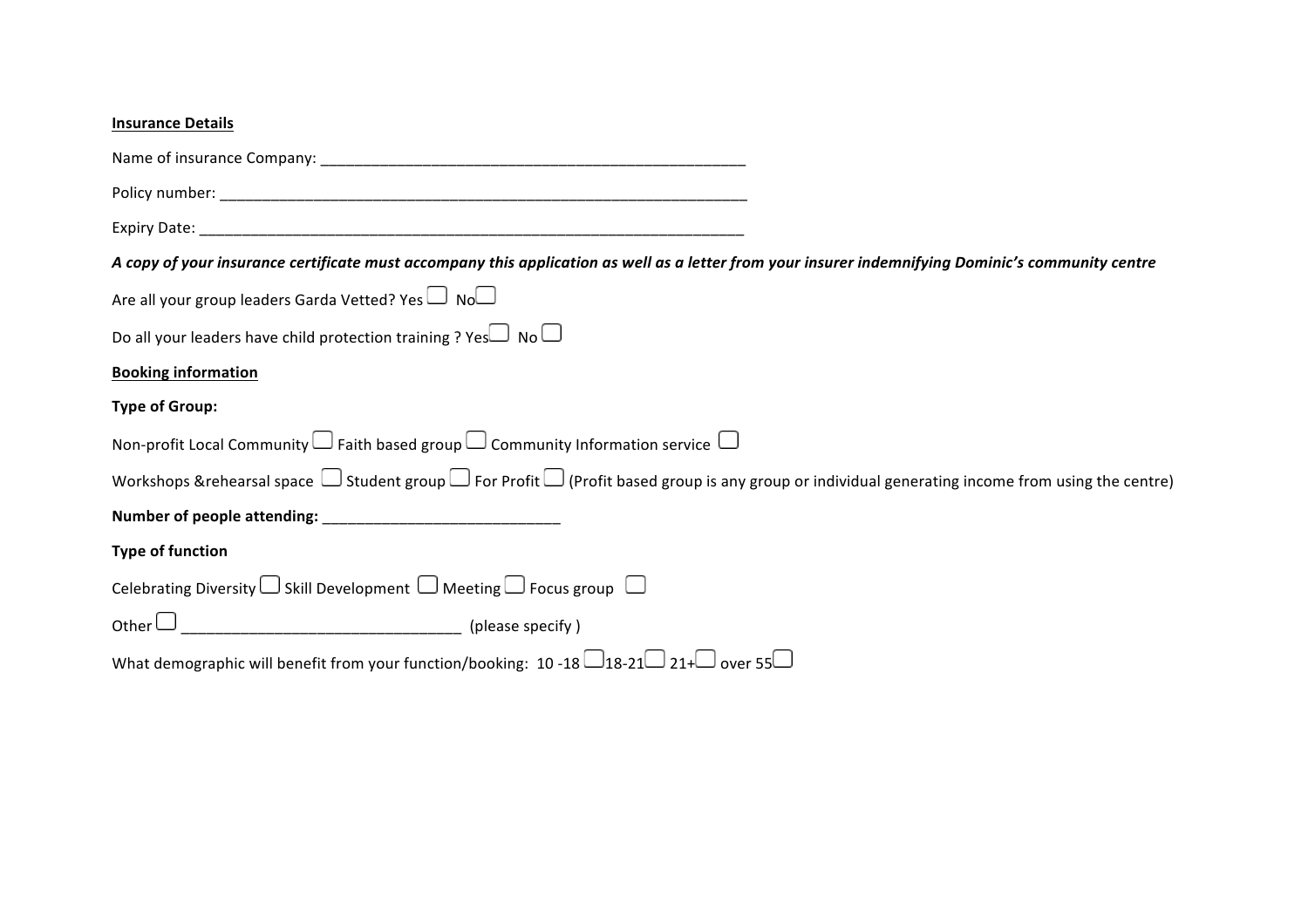**Insurance Details**

Name of insurance Company: ____________________________________________________

Policy number: ___________________________________________________________________

Expiry Date: ____________________________________________________________________

***A copy of your insurance certificate must accompany this application as well as a letter from your insurer indemnifying Dominic's community centre***

Are all your group leaders Garda Vetted? Yes ☐ No ☐

Do all your leaders have child protection training ? Yes ☐ No ☐

**Booking information**

**Type of Group:**

Non-profit Local Community ☐ Faith based group ☐ Community Information service ☐

Workshops &rehearsal space ☐ Student group ☐ For Profit ☐ (Profit based group is any group or individual generating income from using the centre)

**Number of people attending:** ____________________________

**Type of function**

Celebrating Diversity ☐ Skill Development ☐ Meeting ☐ Focus group ☐

Other ☐ _________________________________ (please specify )

What demographic will benefit from your function/booking: 10 -18 ☐ 18-21 ☐ 21+ ☐ over 55 ☐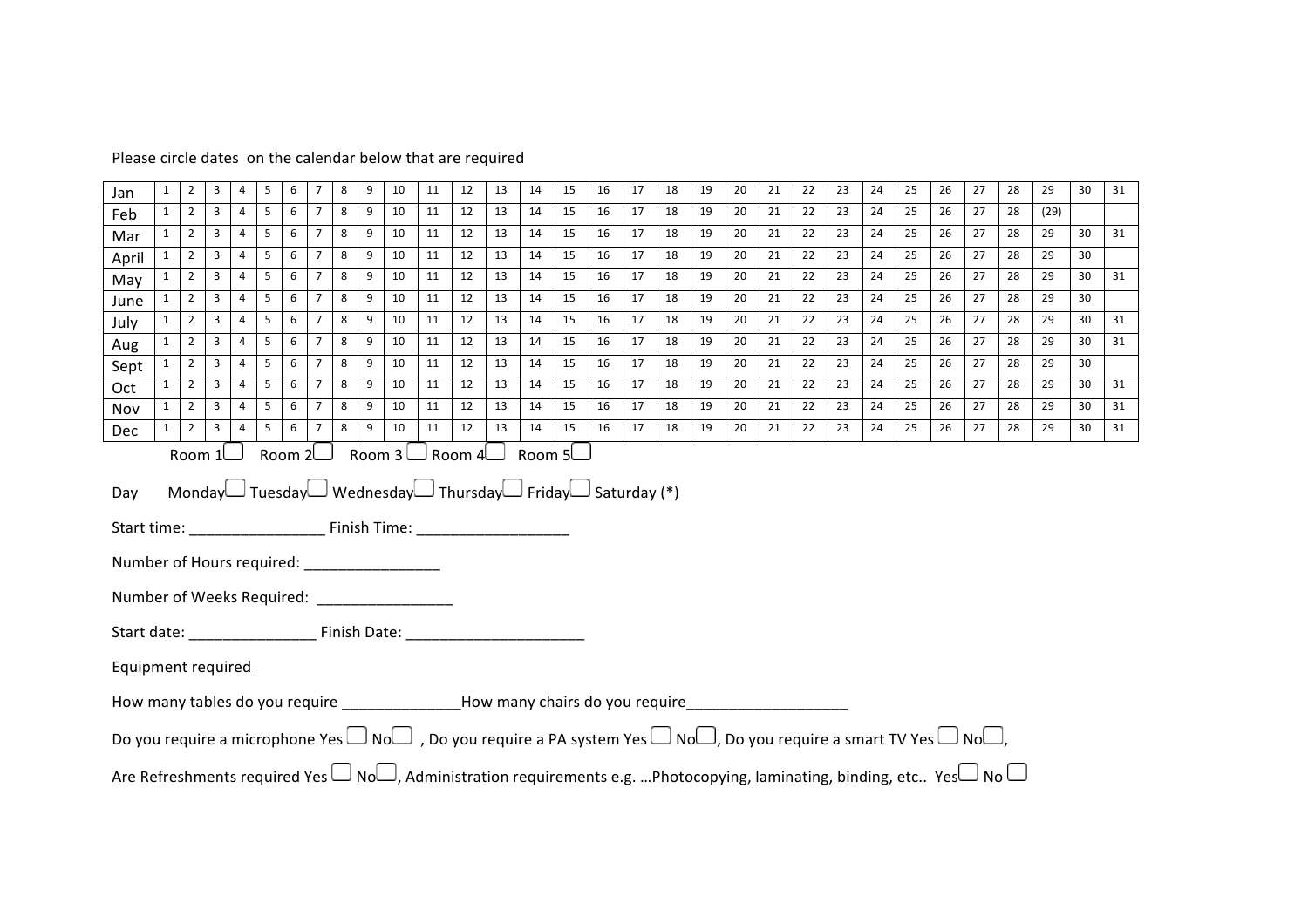Please circle dates on the calendar below that are required

| Jan | 1 | 2 | 3 | 4 | 5 | 6 | 7 | 8 | 9 | 10 | 11 | 12 | 13 | 14 | 15 | 16 | 17 | 18 | 19 | 20 | 21 | 22 | 23 | 24 | 25 | 26 | 27 | 28 | 29 | 30 | 31 |
|---|---|---|---|---|---|---|---|---|---|---|---|---|---|---|---|---|---|---|---|---|---|---|---|---|---|---|---|---|---|---|---|
| Feb | 1 | 2 | 3 | 4 | 5 | 6 | 7 | 8 | 9 | 10 | 11 | 12 | 13 | 14 | 15 | 16 | 17 | 18 | 19 | 20 | 21 | 22 | 23 | 24 | 25 | 26 | 27 | 28 | (29) | | |
| Mar | 1 | 2 | 3 | 4 | 5 | 6 | 7 | 8 | 9 | 10 | 11 | 12 | 13 | 14 | 15 | 16 | 17 | 18 | 19 | 20 | 21 | 22 | 23 | 24 | 25 | 26 | 27 | 28 | 29 | 30 | 31 |
| April | 1 | 2 | 3 | 4 | 5 | 6 | 7 | 8 | 9 | 10 | 11 | 12 | 13 | 14 | 15 | 16 | 17 | 18 | 19 | 20 | 21 | 22 | 23 | 24 | 25 | 26 | 27 | 28 | 29 | 30 | |
| May | 1 | 2 | 3 | 4 | 5 | 6 | 7 | 8 | 9 | 10 | 11 | 12 | 13 | 14 | 15 | 16 | 17 | 18 | 19 | 20 | 21 | 22 | 23 | 24 | 25 | 26 | 27 | 28 | 29 | 30 | 31 |
| June | 1 | 2 | 3 | 4 | 5 | 6 | 7 | 8 | 9 | 10 | 11 | 12 | 13 | 14 | 15 | 16 | 17 | 18 | 19 | 20 | 21 | 22 | 23 | 24 | 25 | 26 | 27 | 28 | 29 | 30 | |
| July | 1 | 2 | 3 | 4 | 5 | 6 | 7 | 8 | 9 | 10 | 11 | 12 | 13 | 14 | 15 | 16 | 17 | 18 | 19 | 20 | 21 | 22 | 23 | 24 | 25 | 26 | 27 | 28 | 29 | 30 | 31 |
| Aug | 1 | 2 | 3 | 4 | 5 | 6 | 7 | 8 | 9 | 10 | 11 | 12 | 13 | 14 | 15 | 16 | 17 | 18 | 19 | 20 | 21 | 22 | 23 | 24 | 25 | 26 | 27 | 28 | 29 | 30 | 31 |
| Sept | 1 | 2 | 3 | 4 | 5 | 6 | 7 | 8 | 9 | 10 | 11 | 12 | 13 | 14 | 15 | 16 | 17 | 18 | 19 | 20 | 21 | 22 | 23 | 24 | 25 | 26 | 27 | 28 | 29 | 30 | |
| Oct | 1 | 2 | 3 | 4 | 5 | 6 | 7 | 8 | 9 | 10 | 11 | 12 | 13 | 14 | 15 | 16 | 17 | 18 | 19 | 20 | 21 | 22 | 23 | 24 | 25 | 26 | 27 | 28 | 29 | 30 | 31 |
| Nov | 1 | 2 | 3 | 4 | 5 | 6 | 7 | 8 | 9 | 10 | 11 | 12 | 13 | 14 | 15 | 16 | 17 | 18 | 19 | 20 | 21 | 22 | 23 | 24 | 25 | 26 | 27 | 28 | 29 | 30 | 31 |
| Dec | 1 | 2 | 3 | 4 | 5 | 6 | 7 | 8 | 9 | 10 | 11 | 12 | 13 | 14 | 15 | 16 | 17 | 18 | 19 | 20 | 21 | 22 | 23 | 24 | 25 | 26 | 27 | 28 | 29 | 30 | 31 |

Room 1☐ Room 2☐ Room 3 ☐ Room 4☐ Room 5☐

Day Monday☐ Tuesday☐ Wednesday☐ Thursday☐ Friday☐ Saturday (*)

Start time: ________________ Finish Time: __________________

Number of Hours required: ________________

Number of Weeks Required: ________________

Start date: _______________ Finish Date: _____________________

Equipment required

How many tables do you require ______________How many chairs do you require___________________

Do you require a microphone Yes ☐ No☐ , Do you require a PA system Yes ☐ No☐, Do you require a smart TV Yes ☐ No☐,

Are Refreshments required Yes ☐ No☐, Administration requirements e.g. …Photocopying, laminating, binding, etc.. Yes☐ No ☐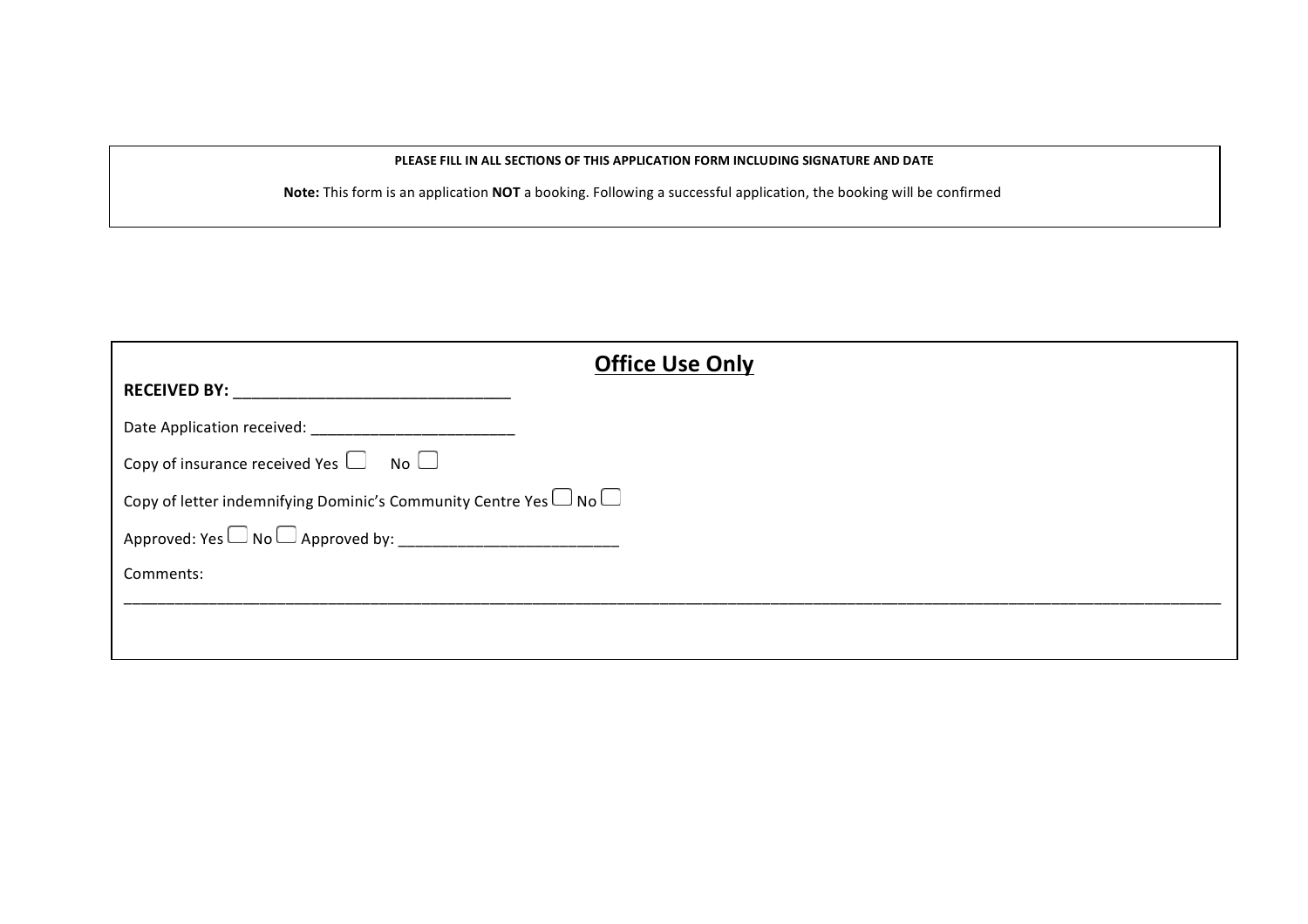**PLEASE FILL IN ALL SECTIONS OF THIS APPLICATION FORM INCLUDING SIGNATURE AND DATE**

**Note:** This form is an application **NOT** a booking. Following a successful application, the booking will be confirmed

## Office Use Only

**RECEIVED BY:** ______________________________

Date Application received: _______________________

Copy of insurance received Yes ☐ No ☐

Copy of letter indemnifying Dominic's Community Centre Yes ☐ No ☐

Approved: Yes ☐ No ☐ Approved by: _________________________

Comments:

_______________________________________________________________________________________________________________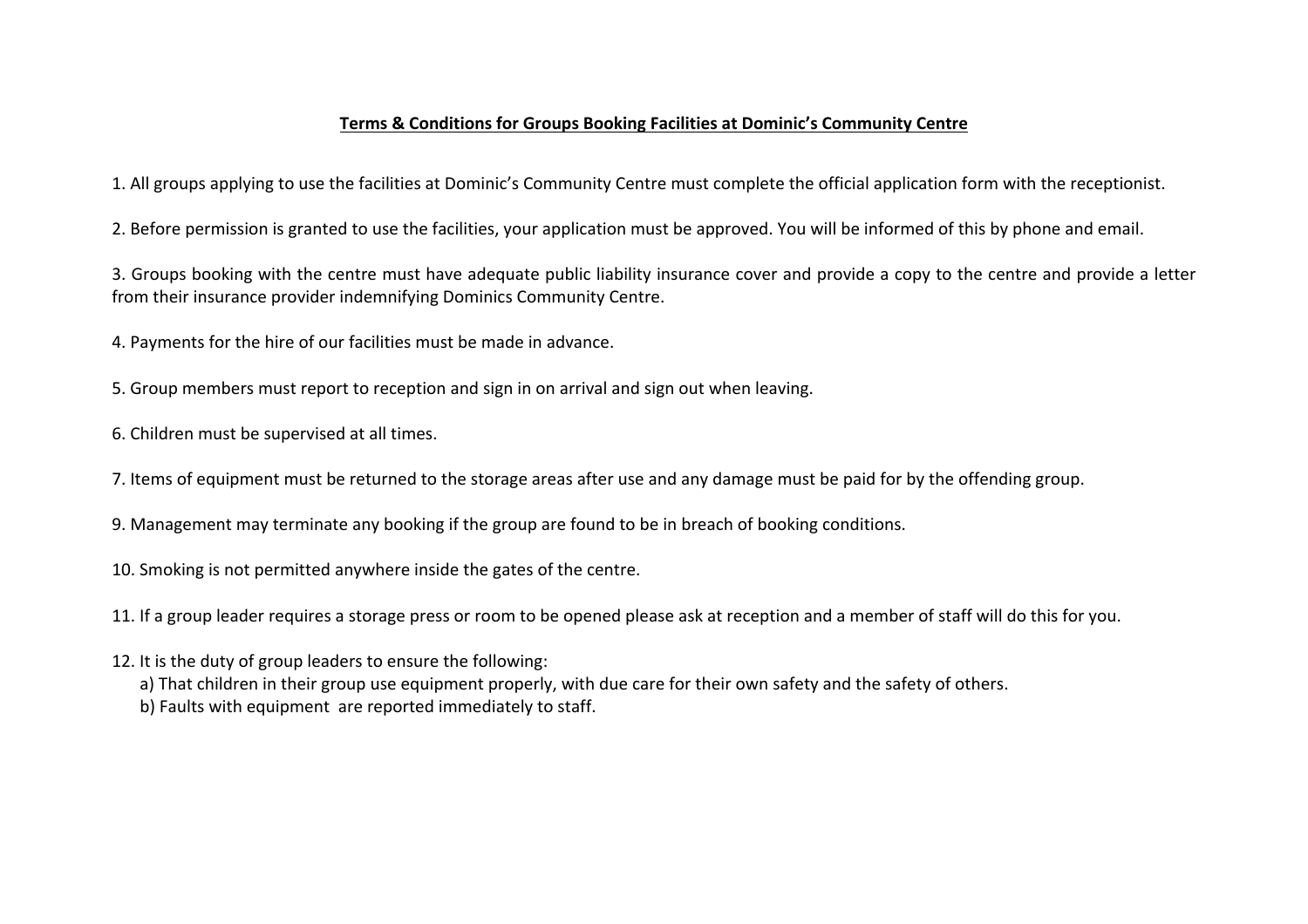# **Terms & Conditions for Groups Booking Facilities at Dominic's Community Centre**

1. All groups applying to use the facilities at Dominic's Community Centre must complete the official application form with the receptionist.

2. Before permission is granted to use the facilities, your application must be approved. You will be informed of this by phone and email.

3. Groups booking with the centre must have adequate public liability insurance cover and provide a copy to the centre and provide a letter from their insurance provider indemnifying Dominics Community Centre.

4. Payments for the hire of our facilities must be made in advance.

5. Group members must report to reception and sign in on arrival and sign out when leaving.

6. Children must be supervised at all times.

7. Items of equipment must be returned to the storage areas after use and any damage must be paid for by the offending group.

9. Management may terminate any booking if the group are found to be in breach of booking conditions.

10. Smoking is not permitted anywhere inside the gates of the centre.

11. If a group leader requires a storage press or room to be opened please ask at reception and a member of staff will do this for you.

12. It is the duty of group leaders to ensure the following:
   a) That children in their group use equipment properly, with due care for their own safety and the safety of others.
   b) Faults with equipment are reported immediately to staff.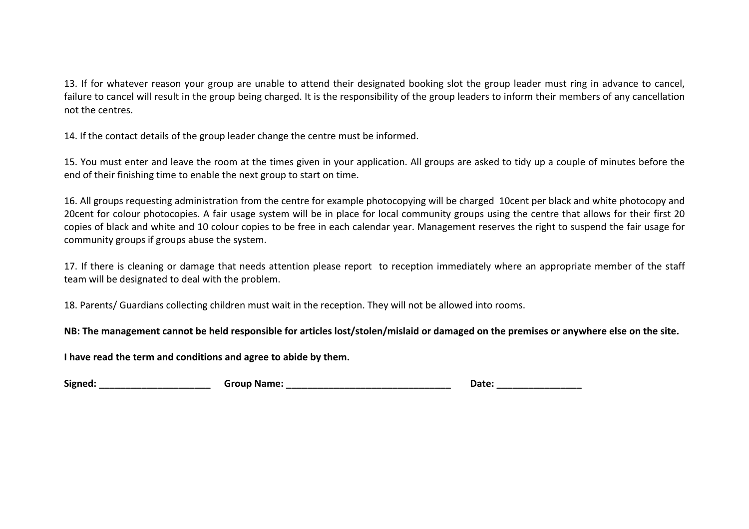13. If for whatever reason your group are unable to attend their designated booking slot the group leader must ring in advance to cancel, failure to cancel will result in the group being charged. It is the responsibility of the group leaders to inform their members of any cancellation not the centres.

14. If the contact details of the group leader change the centre must be informed.

15. You must enter and leave the room at the times given in your application. All groups are asked to tidy up a couple of minutes before the end of their finishing time to enable the next group to start on time.

16. All groups requesting administration from the centre for example photocopying will be charged 10cent per black and white photocopy and 20cent for colour photocopies. A fair usage system will be in place for local community groups using the centre that allows for their first 20 copies of black and white and 10 colour copies to be free in each calendar year. Management reserves the right to suspend the fair usage for community groups if groups abuse the system.

17. If there is cleaning or damage that needs attention please report to reception immediately where an appropriate member of the staff team will be designated to deal with the problem.

18. Parents/ Guardians collecting children must wait in the reception. They will not be allowed into rooms.

**NB: The management cannot be held responsible for articles lost/stolen/mislaid or damaged on the premises or anywhere else on the site.**

**I have read the term and conditions and agree to abide by them.**

**Signed: _____________________ Group Name: ______________________________ Date: _______________**